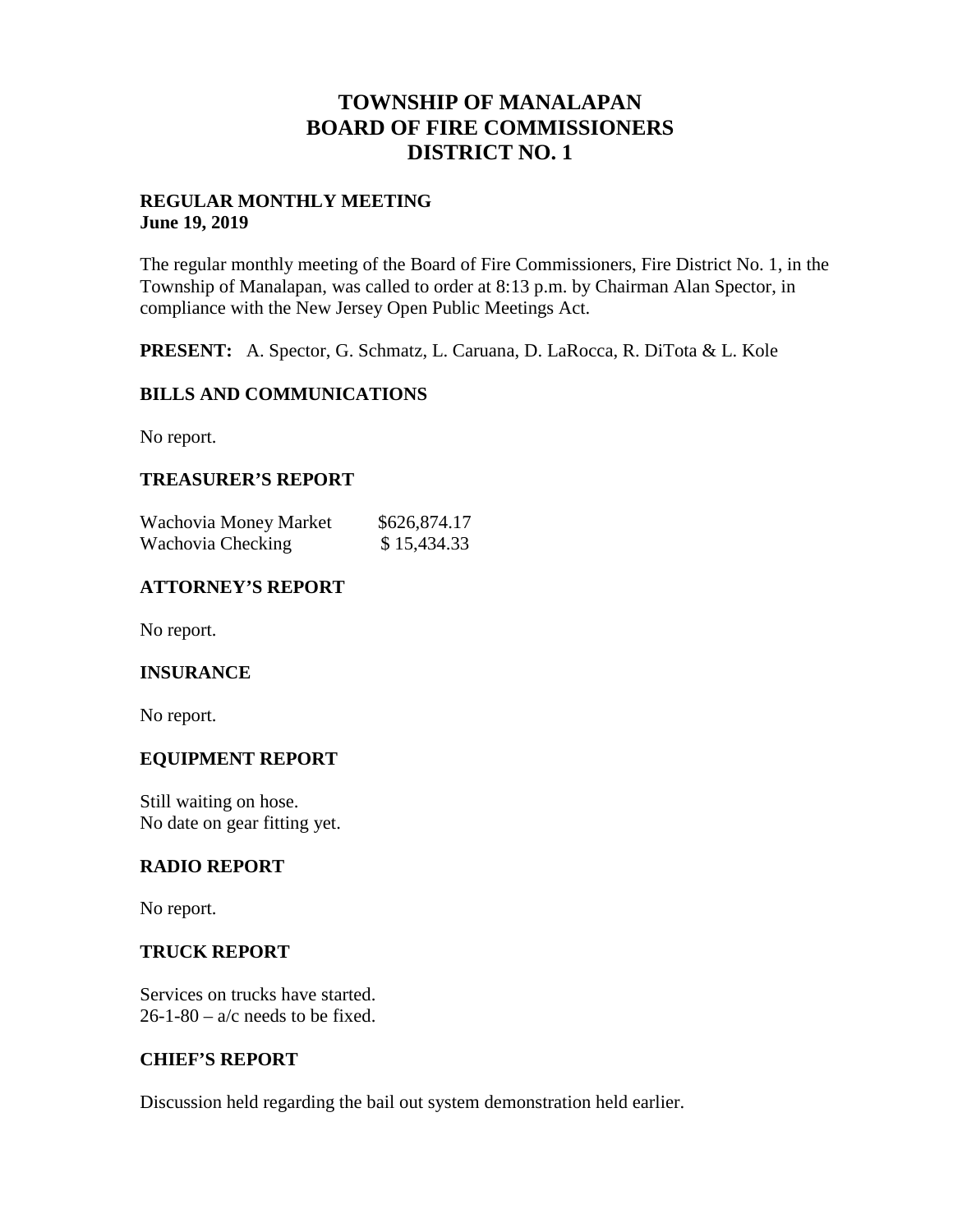# TOWNSHIP OF MANALAPAN
# BOARD OF FIRE COMMISSIONERS
# DISTRICT NO. 1

**REGULAR MONTHLY MEETING**
**June 19, 2019**

The regular monthly meeting of the Board of Fire Commissioners, Fire District No. 1, in the Township of Manalapan, was called to order at 8:13 p.m. by Chairman Alan Spector, in compliance with the New Jersey Open Public Meetings Act.

**PRESENT:** A. Spector, G. Schmatz, L. Caruana, D. LaRocca, R. DiTota & L. Kole

## BILLS AND COMMUNICATIONS

No report.

## TREASURER'S REPORT

| | |
|---|---|
| Wachovia Money Market | $626,874.17 |
| Wachovia Checking | $ 15,434.33 |

## ATTORNEY'S REPORT

No report.

## INSURANCE

No report.

## EQUIPMENT REPORT

Still waiting on hose.
No date on gear fitting yet.

## RADIO REPORT

No report.

## TRUCK REPORT

Services on trucks have started.
26-1-80 – a/c needs to be fixed.

## CHIEF'S REPORT

Discussion held regarding the bail out system demonstration held earlier.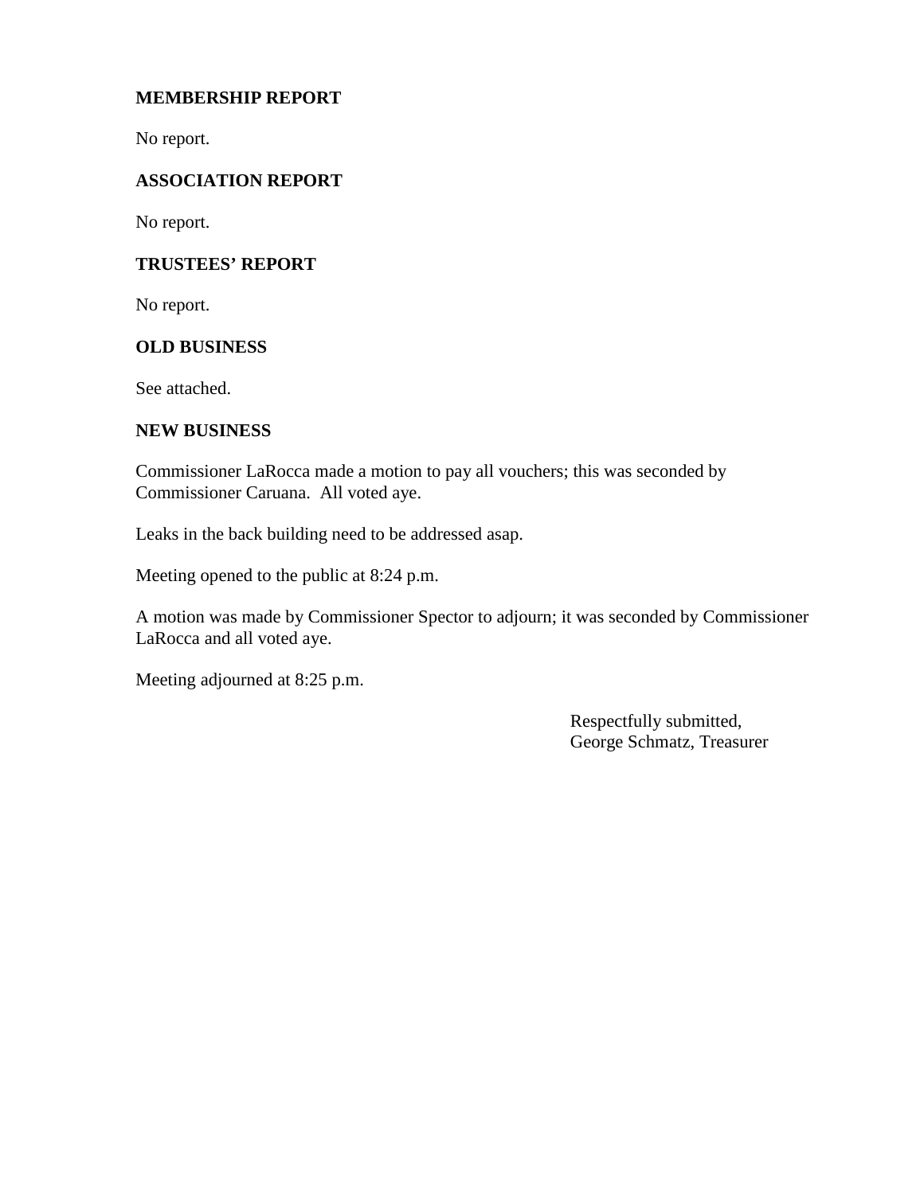## MEMBERSHIP REPORT

No report.

## ASSOCIATION REPORT

No report.

## TRUSTEES' REPORT

No report.

## OLD BUSINESS

See attached.

## NEW BUSINESS

Commissioner LaRocca made a motion to pay all vouchers; this was seconded by Commissioner Caruana. All voted aye.

Leaks in the back building need to be addressed asap.

Meeting opened to the public at 8:24 p.m.

A motion was made by Commissioner Spector to adjourn; it was seconded by Commissioner LaRocca and all voted aye.

Meeting adjourned at 8:25 p.m.

Respectfully submitted,
George Schmatz, Treasurer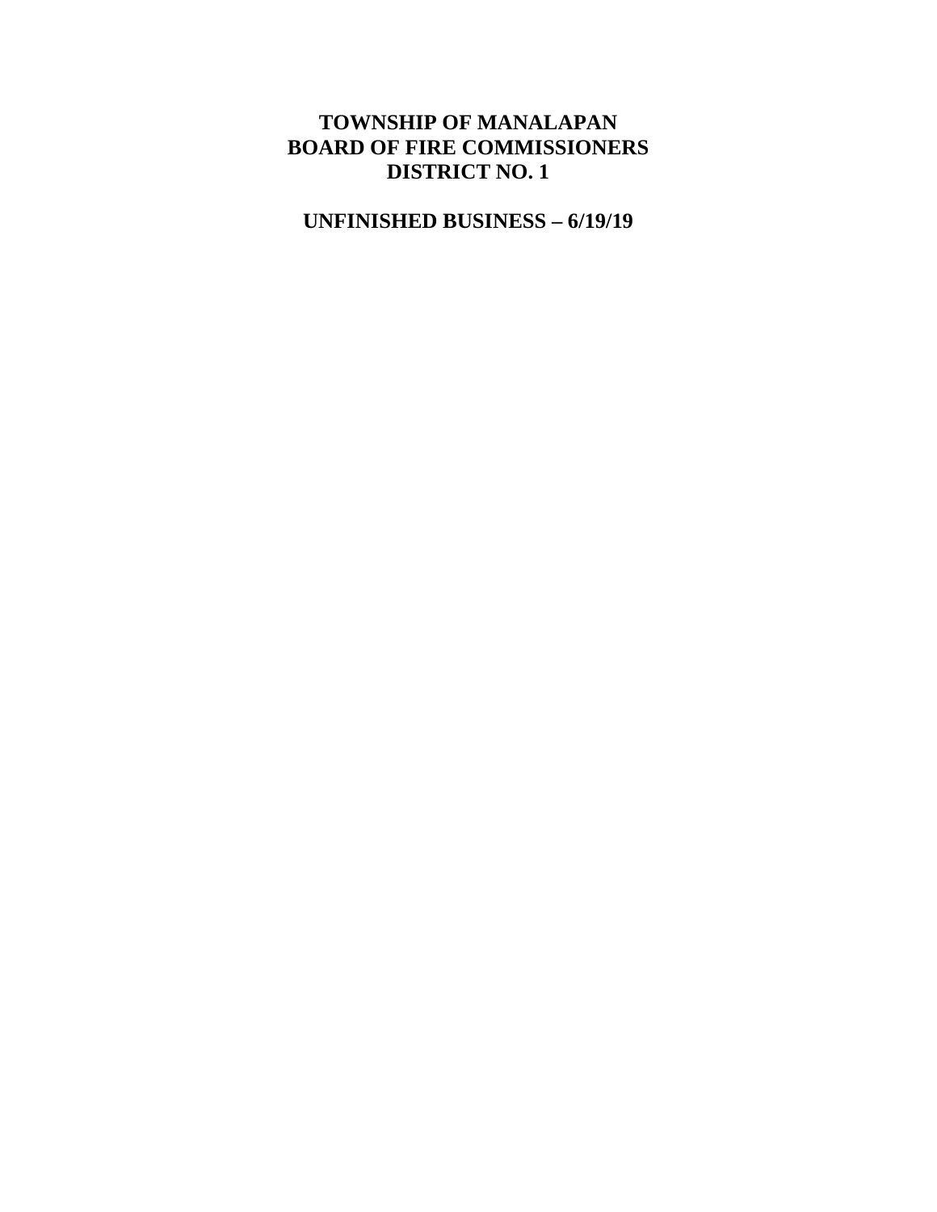# TOWNSHIP OF MANALAPAN
# BOARD OF FIRE COMMISSIONERS
# DISTRICT NO. 1

## UNFINISHED BUSINESS – 6/19/19